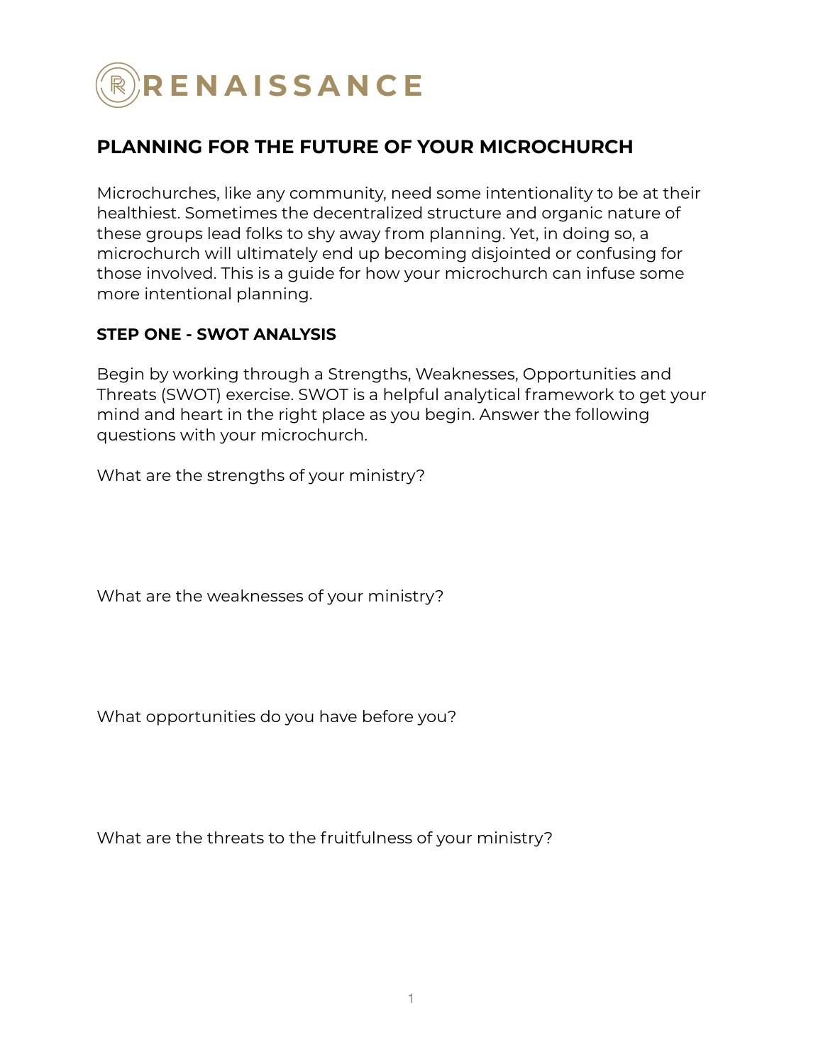RENAISSANCE

# PLANNING FOR THE FUTURE OF YOUR MICROCHURCH

Microchurches, like any community, need some intentionality to be at their healthiest. Sometimes the decentralized structure and organic nature of these groups lead folks to shy away from planning. Yet, in doing so, a microchurch will ultimately end up becoming disjointed or confusing for those involved. This is a guide for how your microchurch can infuse some more intentional planning.

## STEP ONE - SWOT ANALYSIS

Begin by working through a Strengths, Weaknesses, Opportunities and Threats (SWOT) exercise. SWOT is a helpful analytical framework to get your mind and heart in the right place as you begin. Answer the following questions with your microchurch.

What are the strengths of your ministry?

What are the weaknesses of your ministry?

What opportunities do you have before you?

What are the threats to the fruitfulness of your ministry?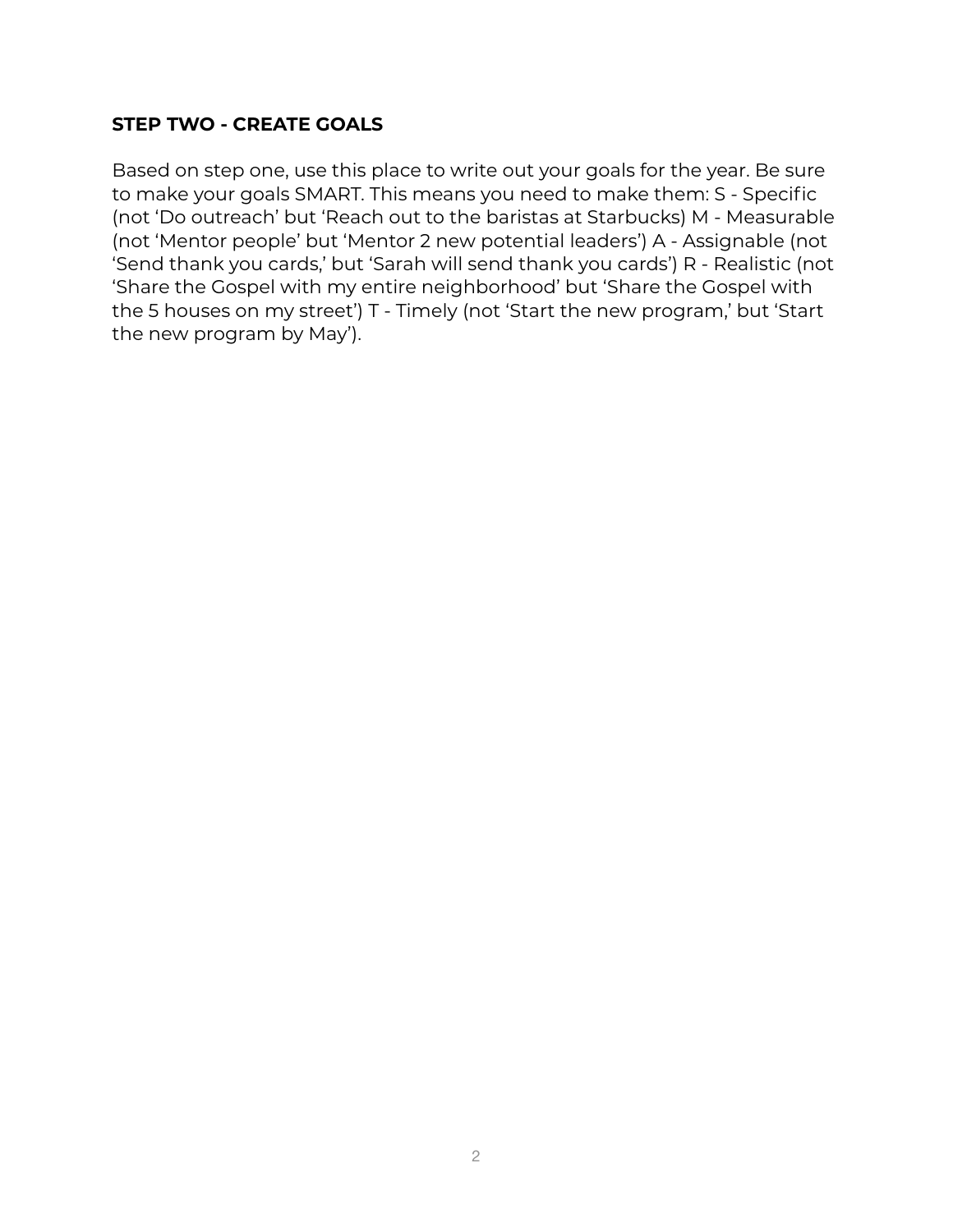**STEP TWO - CREATE GOALS**

Based on step one, use this place to write out your goals for the year. Be sure to make your goals SMART. This means you need to make them: S - Specific (not 'Do outreach' but 'Reach out to the baristas at Starbucks) M - Measurable (not 'Mentor people' but 'Mentor 2 new potential leaders') A - Assignable (not 'Send thank you cards,' but 'Sarah will send thank you cards') R - Realistic (not 'Share the Gospel with my entire neighborhood' but 'Share the Gospel with the 5 houses on my street') T - Timely (not 'Start the new program,' but 'Start the new program by May').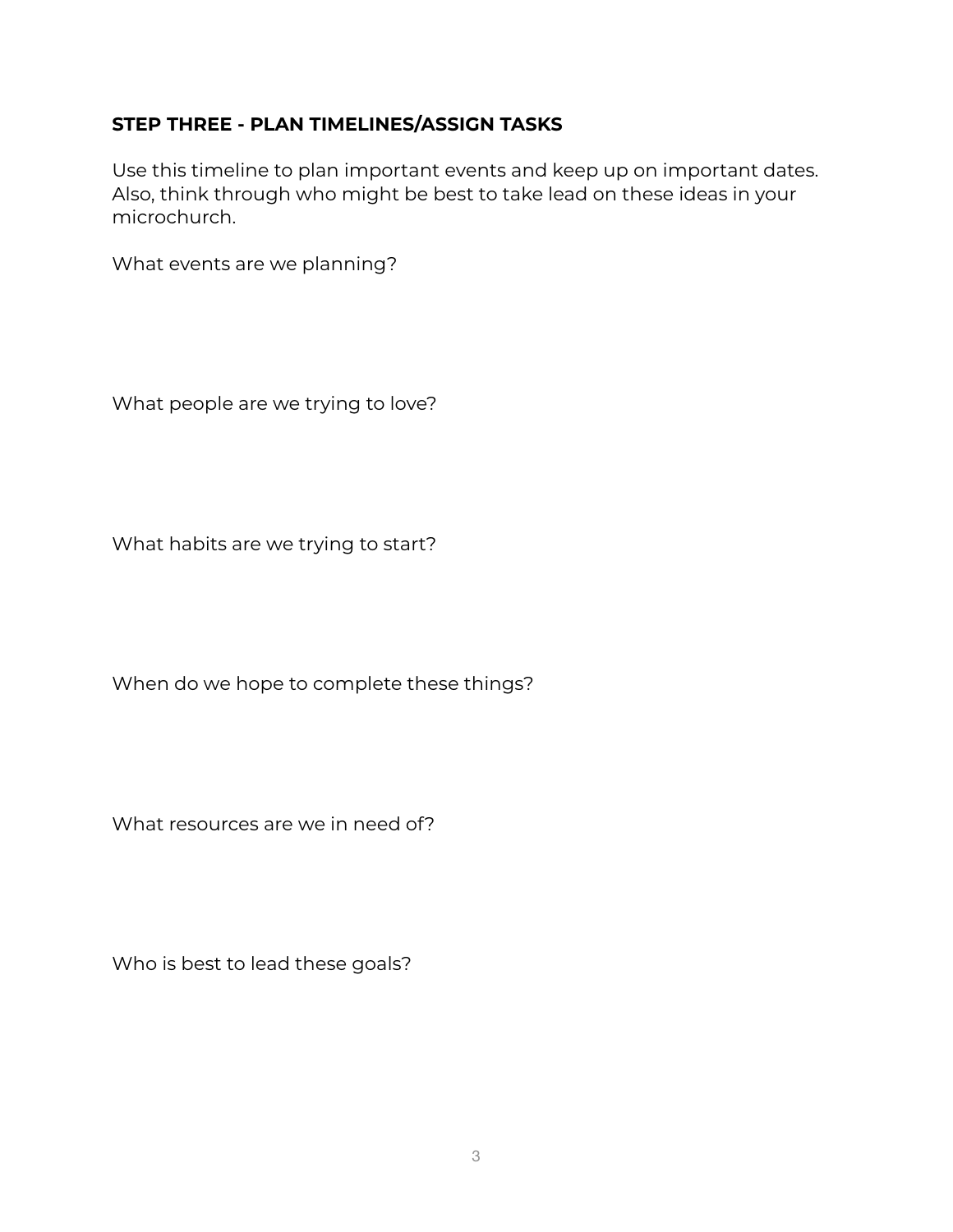**STEP THREE - PLAN TIMELINES/ASSIGN TASKS**

Use this timeline to plan important events and keep up on important dates. Also, think through who might be best to take lead on these ideas in your microchurch.

What events are we planning?

What people are we trying to love?

What habits are we trying to start?

When do we hope to complete these things?

What resources are we in need of?

Who is best to lead these goals?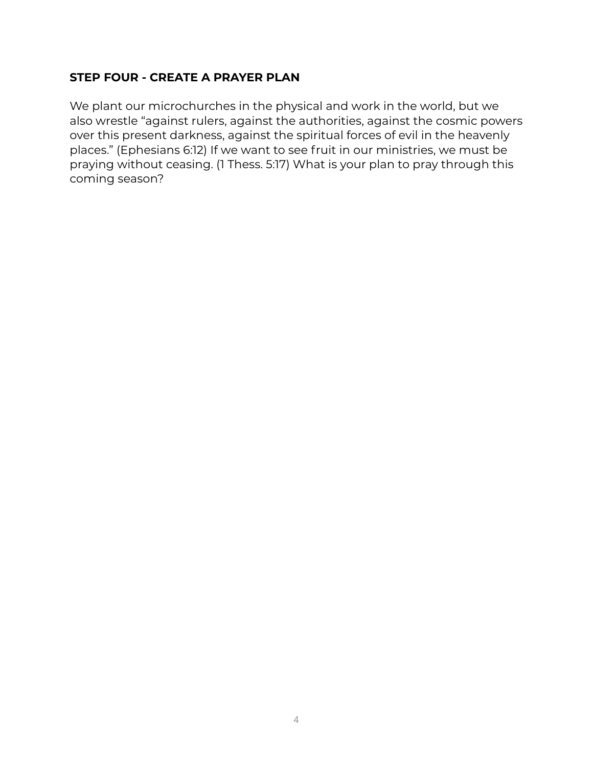**STEP FOUR - CREATE A PRAYER PLAN**

We plant our microchurches in the physical and work in the world, but we also wrestle "against rulers, against the authorities, against the cosmic powers over this present darkness, against the spiritual forces of evil in the heavenly places." (Ephesians 6:12) If we want to see fruit in our ministries, we must be praying without ceasing. (1 Thess. 5:17) What is your plan to pray through this coming season?